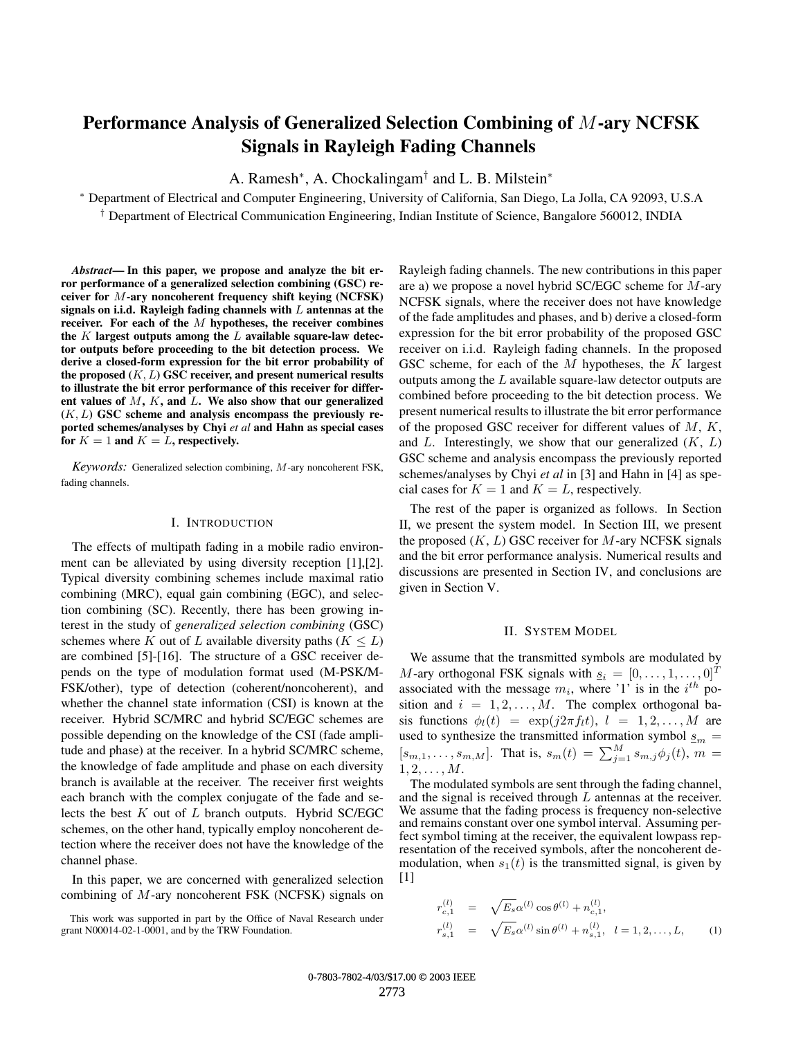# Performance Analysis of Generalized Selection Combining of $M$-ary NCFSK Signals in Rayleigh Fading Channels

A. Ramesh*, A. Chockalingam† and L. B. Milstein*

\* Department of Electrical and Computer Engineering, University of California, San Diego, La Jolla, CA 92093, U.S.A

† Department of Electrical Communication Engineering, Indian Institute of Science, Bangalore 560012, INDIA

***Abstract*— In this paper, we propose and analyze the bit error performance of a generalized selection combining (GSC) receiver for $M$-ary noncoherent frequency shift keying (NCFSK) signals on i.i.d. Rayleigh fading channels with $L$ antennas at the receiver. For each of the $M$ hypotheses, the receiver combines the $K$ largest outputs among the $L$ available square-law detector outputs before proceeding to the bit detection process. We derive a closed-form expression for the bit error probability of the proposed $(K, L)$ GSC receiver, and present numerical results to illustrate the bit error performance of this receiver for different values of $M$, $K$, and $L$. We also show that our generalized $(K, L)$ GSC scheme and analysis encompass the previously reported schemes/analyses by Chyi *et al* and Hahn as special cases for $K = 1$ and $K = L$, respectively.**

*Keywords:* Generalized selection combining, $M$-ary noncoherent FSK, fading channels.

## I. Introduction

The effects of multipath fading in a mobile radio environment can be alleviated by using diversity reception [1],[2]. Typical diversity combining schemes include maximal ratio combining (MRC), equal gain combining (EGC), and selection combining (SC). Recently, there has been growing interest in the study of *generalized selection combining* (GSC) schemes where $K$ out of $L$ available diversity paths ($K \leq L$) are combined [5]-[16]. The structure of a GSC receiver depends on the type of modulation format used (M-PSK/M-FSK/other), type of detection (coherent/noncoherent), and whether the channel state information (CSI) is known at the receiver. Hybrid SC/MRC and hybrid SC/EGC schemes are possible depending on the knowledge of the CSI (fade amplitude and phase) at the receiver. In a hybrid SC/MRC scheme, the knowledge of fade amplitude and phase on each diversity branch is available at the receiver. The receiver first weights each branch with the complex conjugate of the fade and selects the best $K$ out of $L$ branch outputs. Hybrid SC/EGC schemes, on the other hand, typically employ noncoherent detection where the receiver does not have the knowledge of the channel phase.

In this paper, we are concerned with generalized selection combining of $M$-ary noncoherent FSK (NCFSK) signals on Rayleigh fading channels. The new contributions in this paper are a) we propose a novel hybrid SC/EGC scheme for $M$-ary NCFSK signals, where the receiver does not have knowledge of the fade amplitudes and phases, and b) derive a closed-form expression for the bit error probability of the proposed GSC receiver on i.i.d. Rayleigh fading channels. In the proposed GSC scheme, for each of the $M$ hypotheses, the $K$ largest outputs among the $L$ available square-law detector outputs are combined before proceeding to the bit detection process. We present numerical results to illustrate the bit error performance of the proposed GSC receiver for different values of $M$, $K$, and $L$. Interestingly, we show that our generalized ($K$, $L$) GSC scheme and analysis encompass the previously reported schemes/analyses by Chyi *et al* in [3] and Hahn in [4] as special cases for $K = 1$ and $K = L$, respectively.

The rest of the paper is organized as follows. In Section II, we present the system model. In Section III, we present the proposed ($K$, $L$) GSC receiver for $M$-ary NCFSK signals and the bit error performance analysis. Numerical results and discussions are presented in Section IV, and conclusions are given in Section V.

## II. System Model

We assume that the transmitted symbols are modulated by $M$-ary orthogonal FSK signals with $\underline{s}_i = [0, \ldots, 1, \ldots, 0]^T$ associated with the message $m_i$, where '1' is in the $i^{th}$ position and $i = 1, 2, \ldots, M$. The complex orthogonal basis functions $\phi_l(t) = \exp(j2\pi f_l t)$, $l = 1, 2, \ldots, M$ are used to synthesize the transmitted information symbol $\underline{s}_m = [s_{m,1}, \ldots, s_{m,M}]$. That is, $s_m(t) = \sum_{j=1}^{M} s_{m,j}\phi_j(t)$, $m = 1, 2, \ldots, M$.

The modulated symbols are sent through the fading channel, and the signal is received through $L$ antennas at the receiver. We assume that the fading process is frequency non-selective and remains constant over one symbol interval. Assuming perfect symbol timing at the receiver, the equivalent lowpass representation of the received symbols, after the noncoherent demodulation, when $s_1(t)$ is the transmitted signal, is given by [1]

$$
\begin{aligned}
r_{c,1}^{(l)} &= \sqrt{E_s}\alpha^{(l)}\cos\theta^{(l)} + n_{c,1}^{(l)}, \\
r_{s,1}^{(l)} &= \sqrt{E_s}\alpha^{(l)}\sin\theta^{(l)} + n_{s,1}^{(l)}, \quad l = 1, 2, \ldots, L,
\end{aligned}
\tag{1}
$$

This work was supported in part by the Office of Naval Research under grant N00014-02-1-0001, and by the TRW Foundation.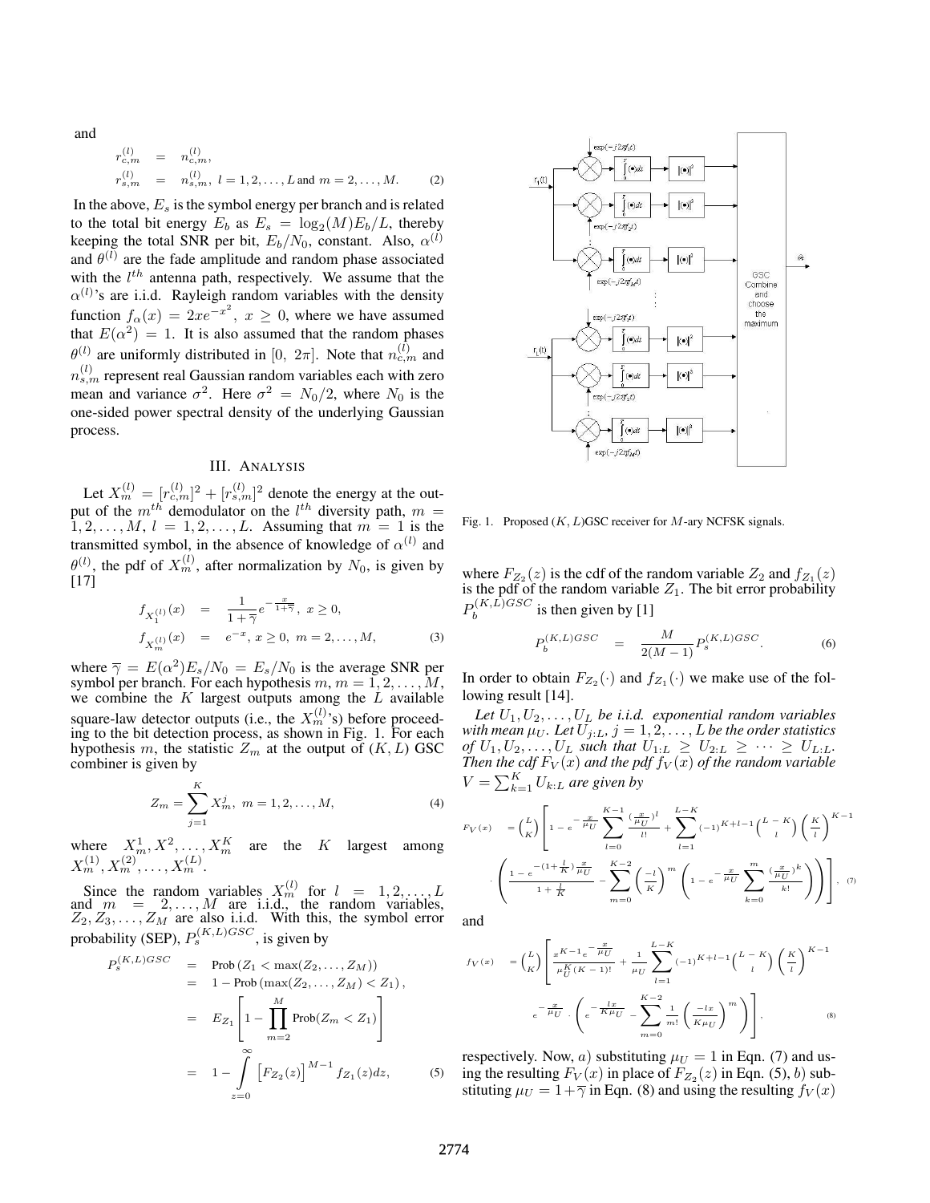and

$$
\begin{aligned}
r_{c,m}^{(l)} &= n_{c,m}^{(l)}, \\
r_{s,m}^{(l)} &= n_{s,m}^{(l)}, \ l = 1, 2, \ldots, L \text{ and } m = 2, \ldots, M. 
\end{aligned} \tag{2}
$$

In the above, $E_s$ is the symbol energy per branch and is related to the total bit energy $E_b$ as $E_s = \log_2(M)E_b/L$, thereby keeping the total SNR per bit, $E_b/N_0$, constant. Also, $\alpha^{(l)}$ and $\theta^{(l)}$ are the fade amplitude and random phase associated with the $l^{th}$ antenna path, respectively. We assume that the $\alpha^{(l)}$'s are i.i.d. Rayleigh random variables with the density function $f_\alpha(x) = 2xe^{-x^2}, \ x \geq 0$, where we have assumed that $E(\alpha^2) = 1$. It is also assumed that the random phases $\theta^{(l)}$ are uniformly distributed in $[0, \ 2\pi]$. Note that $n_{c,m}^{(l)}$ and $n_{s,m}^{(l)}$ represent real Gaussian random variables each with zero mean and variance $\sigma^2$. Here $\sigma^2 = N_0/2$, where $N_0$ is the one-sided power spectral density of the underlying Gaussian process.

## III. Analysis

Let $X_m^{(l)} = [r_{c,m}^{(l)}]^2 + [r_{s,m}^{(l)}]^2$ denote the energy at the output of the $m^{th}$ demodulator on the $l^{th}$ diversity path, $m = 1, 2, \ldots, M$, $l = 1, 2, \ldots, L$. Assuming that $m = 1$ is the transmitted symbol, in the absence of knowledge of $\alpha^{(l)}$ and $\theta^{(l)}$, the pdf of $X_m^{(l)}$, after normalization by $N_0$, is given by [17]

$$
\begin{aligned}
f_{X_1^{(l)}}(x) &= \frac{1}{1+\overline{\gamma}} e^{-\frac{x}{1+\overline{\gamma}}}, \ x \geq 0, \\
f_{X_m^{(l)}}(x) &= e^{-x}, \ x \geq 0, \ m = 2, \ldots, M, 
\end{aligned} \tag{3}
$$

where $\overline{\gamma} = E(\alpha^2)E_s/N_0 = E_s/N_0$ is the average SNR per symbol per branch. For each hypothesis $m$, $m = 1, 2, \ldots, M$, we combine the $K$ largest outputs among the $L$ available square-law detector outputs (i.e., the $X_m^{(l)}$'s) before proceeding to the bit detection process, as shown in Fig. 1. For each hypothesis $m$, the statistic $Z_m$ at the output of $(K, L)$ GSC combiner is given by

$$
Z_m = \sum_{j=1}^{K} X_m^j, \ m = 1, 2, \ldots, M, \tag{4}
$$

where $X_m^1, X^2, \ldots, X_m^K$ are the $K$ largest among $X_m^{(1)}, X_m^{(2)}, \ldots, X_m^{(L)}$.

Since the random variables $X_m^{(l)}$ for $l = 1, 2, \ldots, L$ and $m = 2, \ldots, M$ are i.i.d., the random variables, $Z_2, Z_3, \ldots, Z_M$ are also i.i.d. With this, the symbol error probability (SEP), $P_s^{(K,L)GSC}$, is given by

$$
\begin{aligned}
P_s^{(K,L)GSC} &= \text{Prob}\left(Z_1 < \max(Z_2, \ldots, Z_M)\right) \\
&= 1 - \text{Prob}\left(\max(Z_2, \ldots, Z_M) < Z_1\right), \\
&= E_{Z_1}\left[1 - \prod_{m=2}^{M} \text{Prob}(Z_m < Z_1)\right] \\
&= 1 - \int_{z=0}^{\infty} \left[F_{Z_2}(z)\right]^{M-1} f_{Z_1}(z) dz, 
\end{aligned} \tag{5}
$$

Fig. 1. Proposed $(K, L)$GSC receiver for $M$-ary NCFSK signals.

where $F_{Z_2}(z)$ is the cdf of the random variable $Z_2$ and $f_{Z_1}(z)$ is the pdf of the random variable $Z_1$. The bit error probability $P_b^{(K,L)GSC}$ is then given by [1]

$$
P_b^{(K,L)GSC} = \frac{M}{2(M-1)} P_s^{(K,L)GSC}. \tag{6}
$$

In order to obtain $F_{Z_2}(\cdot)$ and $f_{Z_1}(\cdot)$ we make use of the following result [14].

*Let $U_1, U_2, \ldots, U_L$ be i.i.d. exponential random variables with mean $\mu_U$. Let $U_{j:L}$, $j = 1, 2, \ldots, L$ be the order statistics of $U_1, U_2, \ldots, U_L$ such that $U_{1:L} \geq U_{2:L} \geq \cdots \geq U_{L:L}$. Then the cdf $F_V(x)$ and the pdf $f_V(x)$ of the random variable $V = \sum_{k=1}^{K} U_{k:L}$ are given by*

$$
\begin{aligned}
F_V(x) &= \binom{L}{K}\left[1 - e^{-\frac{x}{\mu_U}} \sum_{l=0}^{K-1} \frac{(\frac{x}{\mu_U})^l}{l!} + \sum_{l=1}^{L-K} (-1)^{K+l-1} \binom{L-K}{l} \left(\frac{K}{l}\right)^{K-1}\right. \\
&\quad \left. \cdot \left(\frac{1 - e^{-(1+\frac{l}{K})\frac{x}{\mu_U}}}{1 + \frac{l}{K}} - \sum_{m=0}^{K-2} \left(\frac{-l}{K}\right)^m \left(1 - e^{-\frac{x}{\mu_U}} \sum_{k=0}^{m} \frac{(\frac{x}{\mu_U})^k}{k!}\right)\right)\right], 
\end{aligned} \tag{7}
$$

and

$$
\begin{aligned}
f_V(x) &= \binom{L}{K}\left[\frac{x^{K-1} e^{-\frac{x}{\mu_U}}}{\mu_U^K (K-1)!} + \frac{1}{\mu_U} \sum_{l=1}^{L-K} (-1)^{K+l-1} \binom{L-K}{l} \left(\frac{K}{l}\right)^{K-1}\right. \\
&\quad \left. e^{-\frac{x}{\mu_U}} \cdot \left(e^{-\frac{lx}{K\mu_U}} - \sum_{m=0}^{K-2} \frac{1}{m!} \left(\frac{-lx}{K\mu_U}\right)^m\right)\right], 
\end{aligned} \tag{8}
$$

respectively. Now, $a)$ substituting $\mu_U = 1$ in Eqn. (7) and using the resulting $F_V(x)$ in place of $F_{Z_2}(z)$ in Eqn. (5), $b)$ substituting $\mu_U = 1+\overline{\gamma}$ in Eqn. (8) and using the resulting $f_V(x)$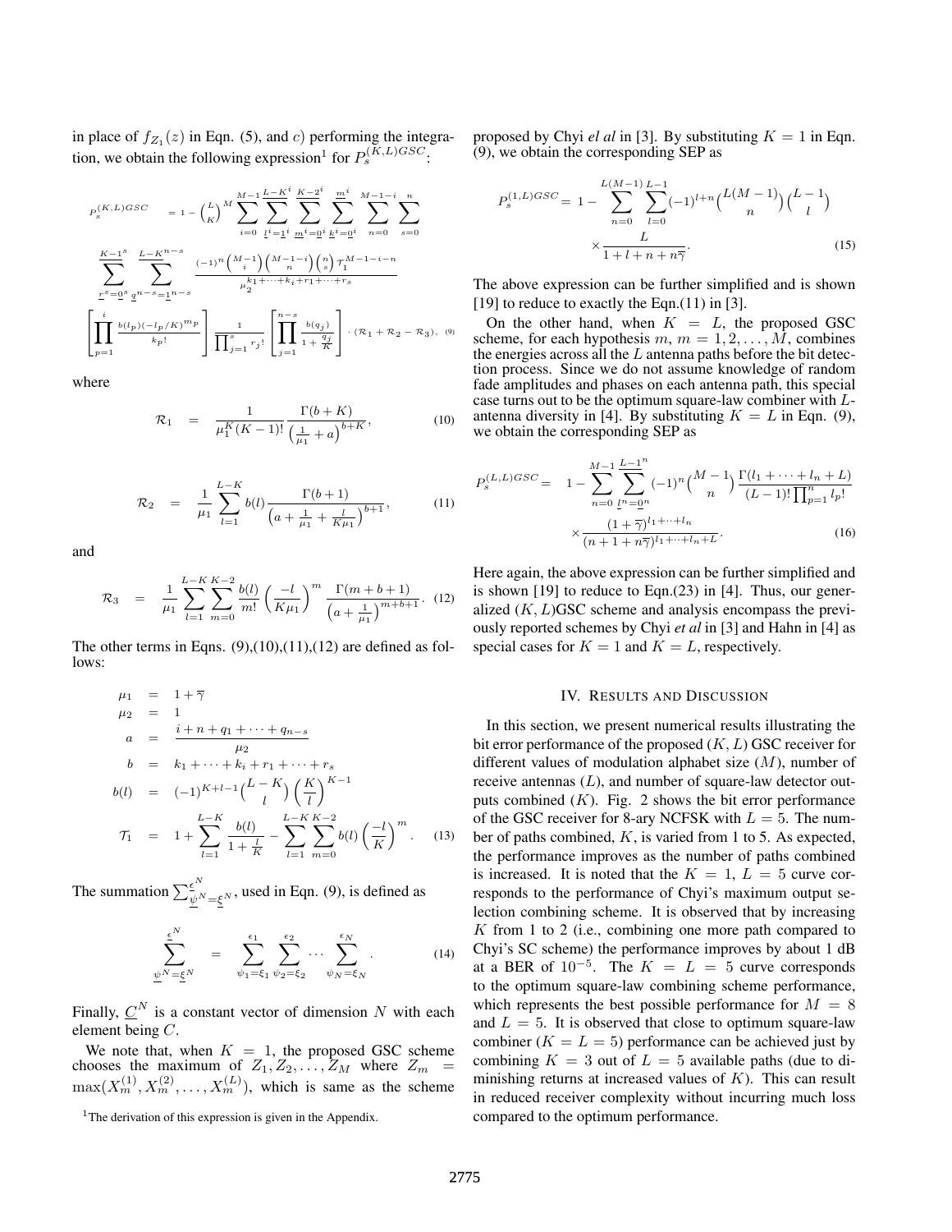in place of $f_{Z_1}(z)$ in Eqn. (5), and $c)$ performing the integration, we obtain the following expression[1] for $P_s^{(K,L)GSC}$:

$$P_s^{(K,L)GSC} = 1 - \binom{L}{K}^M \sum_{i=0}^{M-1} \sum_{\underline{l}^i=\underline{1}^i}^{\underline{L-K}^i} \sum_{\underline{m}^i=\underline{0}^i}^{\underline{K-2}^i} \sum_{\underline{k}^i=\underline{0}^i}^{\underline{m}^i} \sum_{n=0}^{M-1-i} \sum_{s=0}^{n}$$
$$\sum_{\underline{r}^s=\underline{0}^s}^{\underline{K-1}^s} \sum_{\underline{q}^{n-s}=\underline{1}^{n-s}}^{\underline{L-K}^{n-s}} \frac{(-1)^n \binom{M-1}{i}\binom{M-1-i}{n}\binom{n}{s} \mathcal{T}_1^{M-1-i-n}}{\mu_2^{k_1+\cdots+k_i+r_1+\cdots+r_s}}$$
$$\left[\prod_{p=1}^{i} \frac{b(l_p)(-l_p/K)^{m_p}}{k_p!}\right] \frac{1}{\prod_{j=1}^{s} r_j!} \left[\prod_{j=1}^{n-s} \frac{b(q_j)}{1+\frac{q_j}{K}}\right] \cdot (\mathcal{R}_1 + \mathcal{R}_2 - \mathcal{R}_3), \quad (9)$$

where

$$\mathcal{R}_1 = \frac{1}{\mu_1^K (K-1)!} \frac{\Gamma(b+K)}{\left(\frac{1}{\mu_1}+a\right)^{b+K}}, \quad (10)$$

$$\mathcal{R}_2 = \frac{1}{\mu_1} \sum_{l=1}^{L-K} b(l) \frac{\Gamma(b+1)}{\left(a+\frac{1}{\mu_1}+\frac{l}{K\mu_1}\right)^{b+1}}, \quad (11)$$

and

$$\mathcal{R}_3 = \frac{1}{\mu_1} \sum_{l=1}^{L-K} \sum_{m=0}^{K-2} \frac{b(l)}{m!} \left(\frac{-l}{K\mu_1}\right)^m \frac{\Gamma(m+b+1)}{\left(a+\frac{1}{\mu_1}\right)^{m+b+1}}. \quad (12)$$

The other terms in Eqns. (9),(10),(11),(12) are defined as follows:

$$\begin{aligned}
\mu_1 &= 1+\overline{\gamma} \\
\mu_2 &= 1 \\
a &= \frac{i+n+q_1+\cdots+q_{n-s}}{\mu_2} \\
b &= k_1+\cdots+k_i+r_1+\cdots+r_s \\
b(l) &= (-1)^{K+l-1}\binom{L-K}{l}\left(\frac{K}{l}\right)^{K-1} \\
\mathcal{T}_1 &= 1+\sum_{l=1}^{L-K} \frac{b(l)}{1+\frac{l}{K}} - \sum_{l=1}^{L-K}\sum_{m=0}^{K-2} b(l)\left(\frac{-l}{K}\right)^m. \quad (13)
\end{aligned}$$

The summation $\sum_{\underline{\psi}^N=\underline{\xi}^N}^{\underline{\epsilon}^N}$, used in Eqn. (9), is defined as

$$\sum_{\underline{\psi}^N=\underline{\xi}^N}^{\underline{\epsilon}^N} = \sum_{\psi_1=\xi_1}^{\epsilon_1}\sum_{\psi_2=\xi_2}^{\epsilon_2}\cdots\sum_{\psi_N=\xi_N}^{\epsilon_N}. \quad (14)$$

Finally, $\underline{C}^N$ is a constant vector of dimension $N$ with each element being $C$.

We note that, when $K = 1$, the proposed GSC scheme chooses the maximum of $Z_1, Z_2, \ldots, Z_M$ where $Z_m = \max(X_m^{(1)}, X_m^{(2)}, \ldots, X_m^{(L)})$, which is same as the scheme proposed by Chyi *el al* in [3]. By substituting $K = 1$ in Eqn. (9), we obtain the corresponding SEP as

$$P_s^{(1,L)GSC} = 1 - \sum_{n=0}^{L(M-1)} \sum_{l=0}^{L-1} (-1)^{l+n}\binom{L(M-1)}{n}\binom{L-1}{l} \times \frac{L}{1+l+n+n\overline{\gamma}}. \quad (15)$$

The above expression can be further simplified and is shown [19] to reduce to exactly the Eqn.(11) in [3].

On the other hand, when $K = L$, the proposed GSC scheme, for each hypothesis $m$, $m = 1, 2, \ldots, M$, combines the energies across all the $L$ antenna paths before the bit detection process. Since we do not assume knowledge of random fade amplitudes and phases on each antenna path, this special case turns out to be the optimum square-law combiner with $L$-antenna diversity in [4]. By substituting $K = L$ in Eqn. (9), we obtain the corresponding SEP as

$$P_s^{(L,L)GSC} = 1 - \sum_{n=0}^{M-1} \sum_{\underline{l}^n=\underline{0}^n}^{\underline{L-1}^n} (-1)^n \binom{M-1}{n} \frac{\Gamma(l_1+\cdots+l_n+L)}{(L-1)!\prod_{p=1}^{n} l_p!} \times \frac{(1+\overline{\gamma})^{l_1+\cdots+l_n}}{(n+1+n\overline{\gamma})^{l_1+\cdots+l_n+L}}. \quad (16)$$

Here again, the above expression can be further simplified and is shown [19] to reduce to Eqn.(23) in [4]. Thus, our generalized $(K, L)$GSC scheme and analysis encompass the previously reported schemes by Chyi *et al* in [3] and Hahn in [4] as special cases for $K = 1$ and $K = L$, respectively.

## IV. Results and Discussion

In this section, we present numerical results illustrating the bit error performance of the proposed $(K, L)$ GSC receiver for different values of modulation alphabet size ($M$), number of receive antennas ($L$), and number of square-law detector outputs combined ($K$). Fig. 2 shows the bit error performance of the GSC receiver for 8-ary NCFSK with $L = 5$. The number of paths combined, $K$, is varied from 1 to 5. As expected, the performance improves as the number of paths combined is increased. It is noted that the $K = 1$, $L = 5$ curve corresponds to the performance of Chyi's maximum output selection combining scheme. It is observed that by increasing $K$ from 1 to 2 (i.e., combining one more path compared to Chyi's SC scheme) the performance improves by about 1 dB at a BER of $10^{-5}$. The $K = L = 5$ curve corresponds to the optimum square-law combining scheme performance, which represents the best possible performance for $M = 8$ and $L = 5$. It is observed that close to optimum square-law combiner ($K = L = 5$) performance can be achieved just by combining $K = 3$ out of $L = 5$ available paths (due to diminishing returns at increased values of $K$). This can result in reduced receiver complexity without incurring much loss compared to the optimum performance.

[1] The derivation of this expression is given in the Appendix.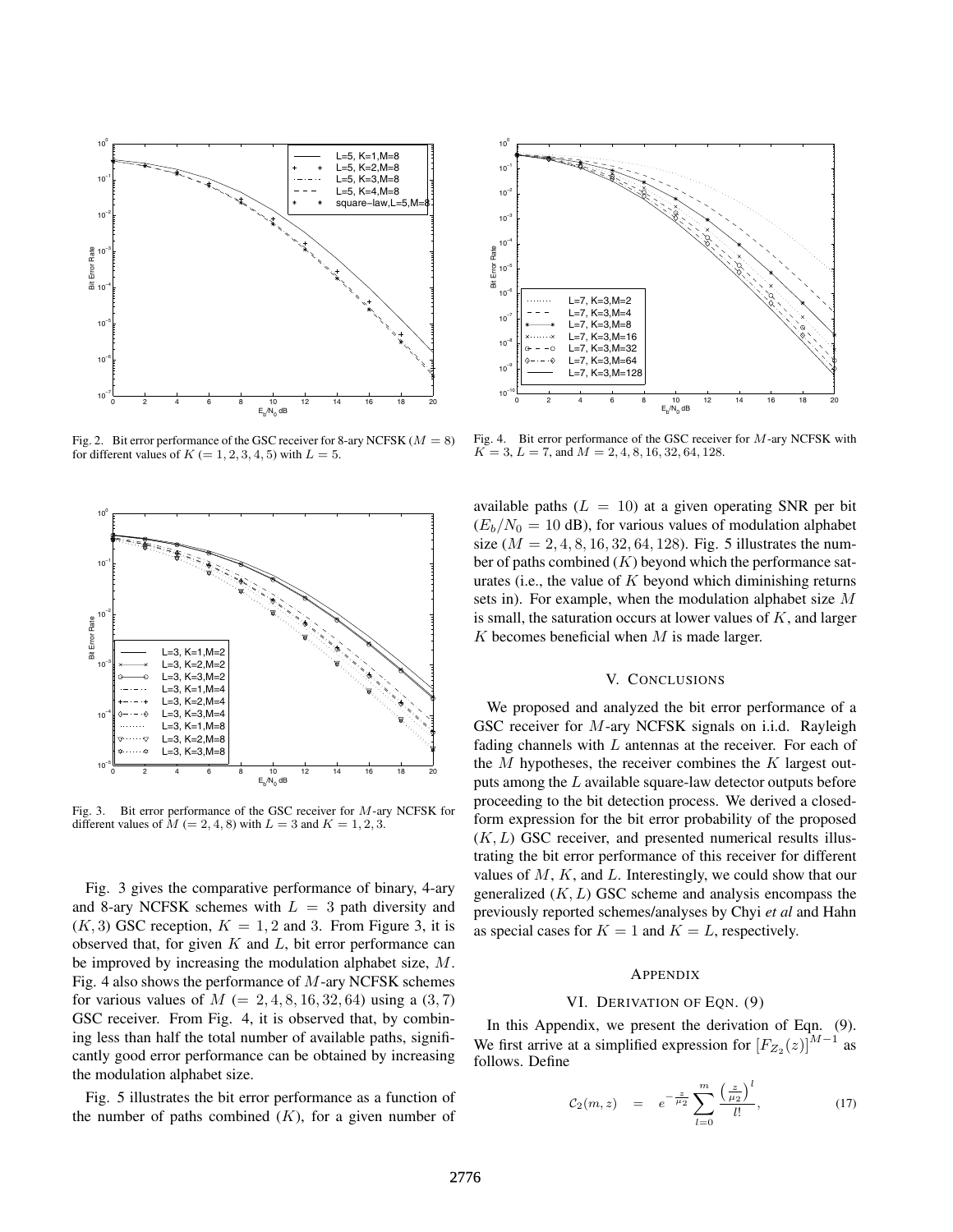Fig. 2. Bit error performance of the GSC receiver for 8-ary NCFSK ($M = 8$) for different values of $K$ $(= 1, 2, 3, 4, 5)$ with $L = 5$.

Fig. 4. Bit error performance of the GSC receiver for $M$-ary NCFSK with $K = 3$, $L = 7$, and $M = 2, 4, 8, 16, 32, 64, 128$.

Fig. 3. Bit error performance of the GSC receiver for $M$-ary NCFSK for different values of $M$ $(= 2, 4, 8)$ with $L = 3$ and $K = 1, 2, 3$.

Fig. 3 gives the comparative performance of binary, 4-ary and 8-ary NCFSK schemes with $L = 3$ path diversity and $(K, 3)$ GSC reception, $K = 1, 2$ and 3. From Figure 3, it is observed that, for given $K$ and $L$, bit error performance can be improved by increasing the modulation alphabet size, $M$. Fig. 4 also shows the performance of $M$-ary NCFSK schemes for various values of $M$ $(= 2, 4, 8, 16, 32, 64)$ using a $(3, 7)$ GSC receiver. From Fig. 4, it is observed that, by combining less than half the total number of available paths, significantly good error performance can be obtained by increasing the modulation alphabet size.

Fig. 5 illustrates the bit error performance as a function of the number of paths combined ($K$), for a given number of available paths ($L = 10$) at a given operating SNR per bit ($E_b/N_0 = 10$ dB), for various values of modulation alphabet size ($M = 2, 4, 8, 16, 32, 64, 128$). Fig. 5 illustrates the number of paths combined ($K$) beyond which the performance saturates (i.e., the value of $K$ beyond which diminishing returns sets in). For example, when the modulation alphabet size $M$ is small, the saturation occurs at lower values of $K$, and larger $K$ becomes beneficial when $M$ is made larger.

## V. Conclusions

We proposed and analyzed the bit error performance of a GSC receiver for $M$-ary NCFSK signals on i.i.d. Rayleigh fading channels with $L$ antennas at the receiver. For each of the $M$ hypotheses, the receiver combines the $K$ largest outputs among the $L$ available square-law detector outputs before proceeding to the bit detection process. We derived a closed-form expression for the bit error probability of the proposed $(K, L)$ GSC receiver, and presented numerical results illustrating the bit error performance of this receiver for different values of $M$, $K$, and $L$. Interestingly, we could show that our generalized $(K, L)$ GSC scheme and analysis encompass the previously reported schemes/analyses by Chyi *et al* and Hahn as special cases for $K = 1$ and $K = L$, respectively.

## Appendix

### VI. Derivation of Eqn. (9)

In this Appendix, we present the derivation of Eqn. (9). We first arrive at a simplified expression for $[F_{Z_2}(z)]^{M-1}$ as follows. Define

$$\mathcal{C}_2(m, z) = e^{-\frac{z}{\mu_2}} \sum_{l=0}^{m} \frac{\left(\frac{z}{\mu_2}\right)^l}{l!}, \tag{17}$$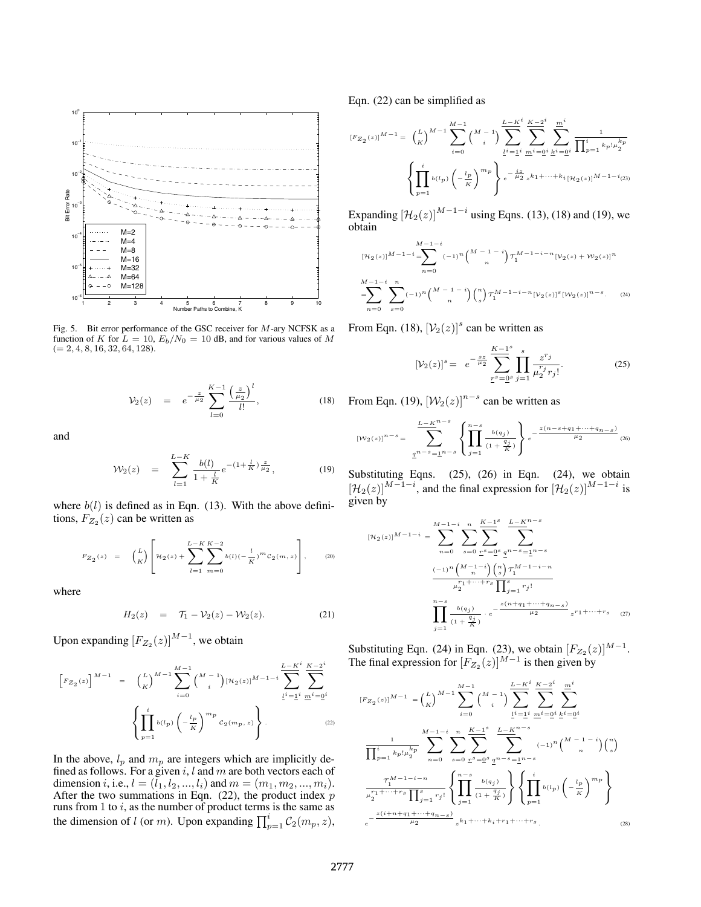Fig. 5. Bit error performance of the GSC receiver for $M$-ary NCFSK as a function of $K$ for $L = 10$, $E_b/N_0 = 10$ dB, and for various values of $M$ ($= 2, 4, 8, 16, 32, 64, 128$).

$$\mathcal{V}_2(z) = e^{-\frac{z}{\mu_2}} \sum_{l=0}^{K-1} \frac{\left(\frac{z}{\mu_2}\right)^l}{l!}, \tag{18}$$

and

$$\mathcal{W}_2(z) = \sum_{l=1}^{L-K} \frac{b(l)}{1+\frac{l}{K}} e^{-(1+\frac{l}{K})\frac{z}{\mu_2}}, \tag{19}$$

where $b(l)$ is defined as in Eqn. (13). With the above definitions, $F_{Z_2}(z)$ can be written as

$$F_{Z_2}(z) = \binom{L}{K} \left[ \mathcal{H}_2(z) + \sum_{l=1}^{L-K} \sum_{m=0}^{K-2} b(l)(-\tfrac{l}{K})^m \mathcal{C}_2(m,z) \right], \tag{20}$$

where

$$H_2(z) = \mathcal{T}_1 - \mathcal{V}_2(z) - \mathcal{W}_2(z). \tag{21}$$

Upon expanding $[F_{Z_2}(z)]^{M-1}$, we obtain

$$\left[F_{Z_2}(z)\right]^{M-1} = \binom{L}{K}^{M-1} \sum_{i=0}^{M-1} \binom{M-1}{i} [\mathcal{H}_2(z)]^{M-1-i} \sum_{\underline{l}^i=\underline{1}^i}^{\underline{L-K}^i} \sum_{\underline{m}^i=\underline{0}^i}^{\underline{K-2}^i} \left\{ \prod_{p=1}^{i} b(l_p) \left(-\frac{l_p}{K}\right)^{m_p} \mathcal{C}_2(m_p,z) \right\}. \tag{22}$$

In the above, $l_p$ and $m_p$ are integers which are implicitly defined as follows. For a given $i$, $l$ and $m$ are both vectors each of dimension $i$, i.e., $l = (l_1, l_2, ..., l_i)$ and $m = (m_1, m_2, ..., m_i)$. After the two summations in Eqn. (22), the product index $p$ runs from 1 to $i$, as the number of product terms is the same as the dimension of $l$ (or $m$). Upon expanding $\prod_{p=1}^{i} \mathcal{C}_2(m_p, z)$, Eqn. (22) can be simplified as

$$[F_{Z_2}(z)]^{M-1} = \binom{L}{K}^{M-1} \sum_{i=0}^{M-1} \binom{M-1}{i} \sum_{\underline{l}^i=\underline{1}^i}^{\underline{L-K}^i} \sum_{\underline{m}^i=\underline{0}^i}^{\underline{K-2}^i} \sum_{\underline{k}^i=\underline{0}^i}^{\underline{m}^i} \frac{1}{\prod_{p=1}^{i} k_p! \mu_2^{k_p}} \left\{ \prod_{p=1}^{i} b(l_p) \left(-\frac{l_p}{K}\right)^{m_p} \right\} e^{-\frac{iz}{\mu_2}} z^{k_1+\cdots+k_i} [\mathcal{H}_2(z)]^{M-1-i} \tag{23}$$

Expanding $[\mathcal{H}_2(z)]^{M-1-i}$ using Eqns. (13), (18) and (19), we obtain

$$\begin{aligned}
[\mathcal{H}_2(z)]^{M-1-i} &= \sum_{n=0}^{M-1-i} (-1)^n \binom{M-1-i}{n} \mathcal{T}_1^{M-1-i-n} [\mathcal{V}_2(z) + \mathcal{W}_2(z)]^n \\
&= \sum_{n=0}^{M-1-i} \sum_{s=0}^{n} (-1)^n \binom{M-1-i}{n} \binom{n}{s} \mathcal{T}_1^{M-1-i-n} [\mathcal{V}_2(z)]^s [\mathcal{W}_2(z)]^{n-s}.
\end{aligned} \tag{24}$$

From Eqn. (18), $[\mathcal{V}_2(z)]^s$ can be written as

$$[\mathcal{V}_2(z)]^s = e^{-\frac{sz}{\mu_2}} \sum_{\underline{r}^s=\underline{0}^s}^{\underline{K-1}^s} \prod_{j=1}^{s} \frac{z^{r_j}}{\mu_2^{r_j} r_j!}. \tag{25}$$

From Eqn. (19), $[\mathcal{W}_2(z)]^{n-s}$ can be written as

$$[\mathcal{W}_2(z)]^{n-s} = \sum_{\underline{q}^{n-s}=\underline{1}^{n-s}}^{\underline{L-K}^{n-s}} \left\{ \prod_{j=1}^{n-s} \frac{b(q_j)}{(1+\frac{q_j}{K})} \right\} e^{-\frac{z(n-s+q_1+\cdots+q_{n-s})}{\mu_2}} \tag{26}$$

Substituting Eqns. (25), (26) in Eqn. (24), we obtain $[\mathcal{H}_2(z)]^{M-1-i}$, and the final expression for $[\mathcal{H}_2(z)]^{M-1-i}$ is given by

$$[\mathcal{H}_2(z)]^{M-1-i} = \sum_{n=0}^{M-1-i} \sum_{s=0}^{n} \sum_{\underline{r}^s=\underline{0}^s}^{\underline{K-1}^s} \sum_{\underline{q}^{n-s}=\underline{1}^{n-s}}^{\underline{L-K}^{n-s}} \frac{(-1)^n \binom{M-1-i}{n} \binom{n}{s} \mathcal{T}_1^{M-1-i-n}}{\mu_2^{r_1+\cdots+r_s} \prod_{j=1}^{s} r_j!} \prod_{j=1}^{n-s} \frac{b(q_j)}{(1+\frac{q_j}{K})} \cdot e^{-\frac{z(n+q_1+\cdots+q_{n-s})}{\mu_2}} z^{r_1+\cdots+r_s} \tag{27}$$

Substituting Eqn. (24) in Eqn. (23), we obtain $[F_{Z_2}(z)]^{M-1}$. The final expression for $[F_{Z_2}(z)]^{M-1}$ is then given by

$$\begin{aligned}
[F_{Z_2}(z)]^{M-1} = {} & \binom{L}{K}^{M-1} \sum_{i=0}^{M-1} \binom{M-1}{i} \sum_{\underline{l}^i=\underline{1}^i}^{\underline{L-K}^i} \sum_{\underline{m}^i=\underline{0}^i}^{\underline{K-2}^i} \sum_{\underline{k}^i=\underline{0}^i}^{\underline{m}^i} \\
& \frac{1}{\prod_{p=1}^{i} k_p! \mu_2^{k_p}} \sum_{n=0}^{M-1-i} \sum_{s=0}^{n} \sum_{\underline{r}^s=\underline{0}^s}^{\underline{K-1}^s} \sum_{\underline{q}^{n-s}=\underline{1}^{n-s}}^{\underline{L-K}^{n-s}} (-1)^n \binom{M-1-i}{n} \binom{n}{s} \\
& \frac{\mathcal{T}_1^{M-1-i-n}}{\mu_2^{r_1+\cdots+r_s} \prod_{j=1}^{s} r_j!} \left\{ \prod_{j=1}^{n-s} \frac{b(q_j)}{(1+\frac{q_j}{K})} \right\} \left\{ \prod_{p=1}^{i} b(l_p) \left(-\frac{l_p}{K}\right)^{m_p} \right\} \\
& e^{-\frac{z(i+n+q_1+\cdots+q_{n-s})}{\mu_2}} z^{k_1+\cdots+k_i+r_1+\cdots+r_s}.
\end{aligned} \tag{28}$$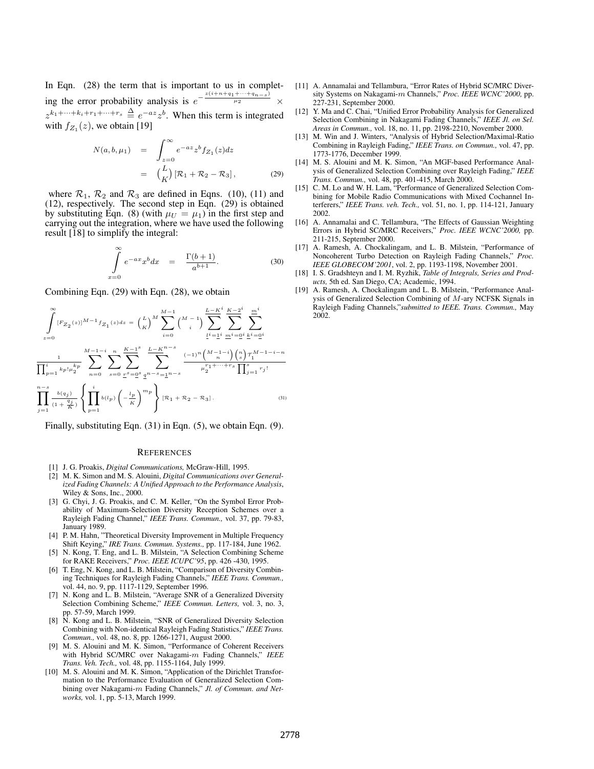In Eqn. (28) the term that is important to us in completing the error probability analysis is $e^{-\frac{z(i+n+q_1+\cdots+q_{n-s})}{\mu_2}} \times z^{k_1+\cdots+k_i+r_1+\cdots+r_s} \stackrel{\Delta}{=} e^{-az}z^b$. When this term is integrated with $f_{Z_1}(z)$, we obtain [19]

$$
\begin{aligned}
N(a,b,\mu_1) &= \int_{z=0}^{\infty} e^{-az} z^b f_{Z_1}(z) dz \\
&= \binom{L}{K} \left[\mathcal{R}_1 + \mathcal{R}_2 - \mathcal{R}_3\right], \qquad (29)
\end{aligned}
$$

where $\mathcal{R}_1$, $\mathcal{R}_2$ and $\mathcal{R}_3$ are defined in Eqns. (10), (11) and (12), respectively. The second step in Eqn. (29) is obtained by substituting Eqn. (8) (with $\mu_U = \mu_1$) in the first step and carrying out the integration, where we have used the following result [18] to simplify the integral:

$$
\int_{x=0}^{\infty} e^{-ax} x^b dx = \frac{\Gamma(b+1)}{a^{b+1}}. \qquad (30)
$$

Combining Eqn. (29) with Eqn. (28), we obtain

$$
\int_{z=0}^{\infty} [F_{Z_2}(z)]^{M-1} f_{Z_1}(z) dz = \binom{L}{K}^M \sum_{i=0}^{M-1} \binom{M-1}{i} \sum_{\underline{l}^i=\underline{1}^i}^{\underline{L-K}^i} \sum_{\underline{m}^i=\underline{0}^i}^{\underline{K-2}^i} \sum_{\underline{k}^i=\underline{0}^i}^{\underline{m}^i}
$$
$$
\frac{1}{\prod_{p=1}^{i} k_p! \mu_2^{k_p}} \sum_{n=0}^{M-1-i} \sum_{s=0}^{n} \sum_{\underline{r}^s=\underline{0}^s}^{\underline{K-1}^s} \sum_{\underline{q}^{n-s}=\underline{1}^{n-s}}^{\underline{L-K}^{n-s}} \frac{(-1)^n \binom{M-1-i}{n}\binom{n}{s} \mathcal{T}_1^{M-1-i-n}}{\mu_2^{r_1+\cdots+r_s} \prod_{j=1}^{s} r_j!}
$$
$$
\prod_{j=1}^{n-s} \frac{b(q_j)}{(1+\frac{q_j}{K})} \left\{ \prod_{p=1}^{i} b(l_p) \left(-\frac{l_p}{K}\right)^{m_p} \right\} \left[\mathcal{R}_1 + \mathcal{R}_2 - \mathcal{R}_3\right]. \qquad (31)
$$

Finally, substituting Eqn. (31) in Eqn. (5), we obtain Eqn. (9).

## References

[1] J. G. Proakis, *Digital Communications,* McGraw-Hill, 1995.

[2] M. K. Simon and M. S. Alouini, *Digital Communications over Generalized Fading Channels: A Unified Approach to the Performance Analysis*, Wiley & Sons, Inc., 2000.

[3] G. Chyi, J. G. Proakis, and C. M. Keller, "On the Symbol Error Probability of Maximum-Selection Diversity Reception Schemes over a Rayleigh Fading Channel," *IEEE Trans. Commun.,* vol. 37, pp. 79-83, January 1989.

[4] P. M. Hahn, "Theoretical Diversity Improvement in Multiple Frequency Shift Keying," *IRE Trans. Commun. Systems.,* pp. 117-184, June 1962.

[5] N. Kong, T. Eng, and L. B. Milstein, "A Selection Combining Scheme for RAKE Receivers," *Proc. IEEE ICUPC'95*, pp. 426 -430, 1995.

[6] T. Eng, N. Kong, and L. B. Milstein, "Comparison of Diversity Combining Techniques for Rayleigh Fading Channels," *IEEE Trans. Commun.,* vol. 44, no. 9, pp. 1117-1129, September 1996.

[7] N. Kong and L. B. Milstein, "Average SNR of a Generalized Diversity Selection Combining Scheme," *IEEE Commun. Letters,* vol. 3, no. 3, pp. 57-59, March 1999.

[8] N. Kong and L. B. Milstein, "SNR of Generalized Diversity Selection Combining with Non-identical Rayleigh Fading Statistics," *IEEE Trans. Commun.,* vol. 48, no. 8, pp. 1266-1271, August 2000.

[9] M. S. Alouini and M. K. Simon, "Performance of Coherent Receivers with Hybrid SC/MRC over Nakagami-$m$ Fading Channels," *IEEE Trans. Veh. Tech.,* vol. 48, pp. 1155-1164, July 1999.

[10] M. S. Alouini and M. K. Simon, "Application of the Dirichlet Transformation to the Performance Evaluation of Generalized Selection Combining over Nakagami-$m$ Fading Channels," *Jl. of Commun. and Networks,* vol. 1, pp. 5-13, March 1999.

[11] A. Annamalai and Tellambura, "Error Rates of Hybrid SC/MRC Diversity Systems on Nakagami-$m$ Channels," *Proc. IEEE WCNC'2000,* pp. 227-231, September 2000.

[12] Y. Ma and C. Chai, "Unified Error Probability Analysis for Generalized Selection Combining in Nakagami Fading Channels," *IEEE Jl. on Sel. Areas in Commun.,* vol. 18, no. 11, pp. 2198-2210, November 2000.

[13] M. Win and J. Winters, "Analysis of Hybrid Selection/Maximal-Ratio Combining in Rayleigh Fading," *IEEE Trans. on Commun.,* vol. 47, pp. 1773-1776, December 1999.

[14] M. S. Alouini and M. K. Simon, "An MGF-based Performance Analysis of Generalized Selection Combining over Rayleigh Fading," *IEEE Trans. Commun.,* vol. 48, pp. 401-415, March 2000.

[15] C. M. Lo and W. H. Lam, "Performance of Generalized Selection Combining for Mobile Radio Communications with Mixed Cochannel Interferers," *IEEE Trans. veh. Tech.,* vol. 51, no. 1, pp. 114-121, January 2002.

[16] A. Annamalai and C. Tellambura, "The Effects of Gaussian Weighting Errors in Hybrid SC/MRC Receivers," *Proc. IEEE WCNC'2000,* pp. 211-215, September 2000.

[17] A. Ramesh, A. Chockalingam, and L. B. Milstein, "Performance of Noncoherent Turbo Detection on Rayleigh Fading Channels," *Proc. IEEE GLOBECOM'2001*, vol. 2, pp. 1193-1198, November 2001.

[18] I. S. Gradshteyn and I. M. Ryzhik, *Table of Integrals, Series and Products,* 5th ed. San Diego, CA; Academic, 1994.

[19] A. Ramesh, A. Chockalingam and L. B. Milstein, "Performance Analysis of Generalized Selection Combining of $M$-ary NCFSK Signals in Rayleigh Fading Channels,"*submitted to IEEE. Trans. Commun.,* May 2002.